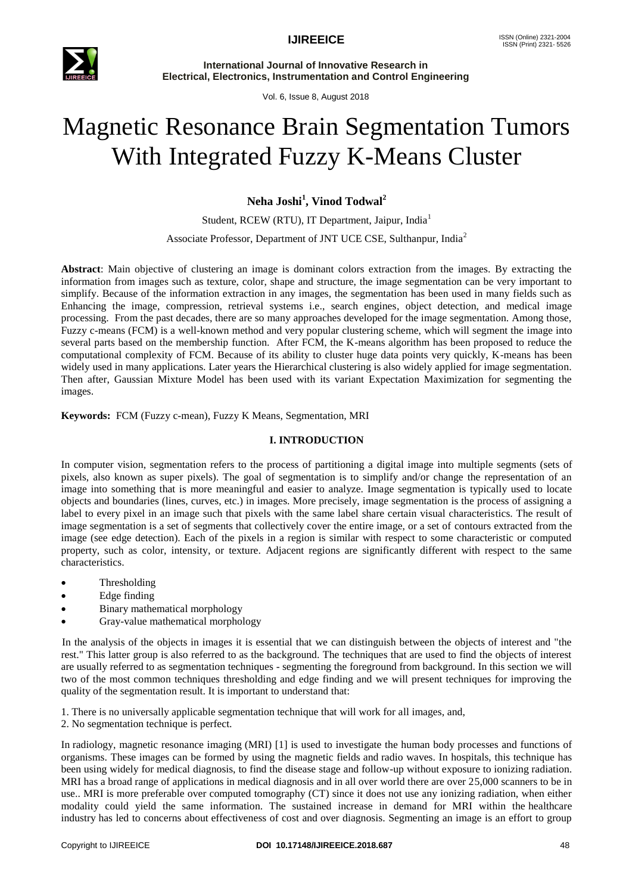# Magnetic Resonance Brain Segmentation Tumors With Integrated Fuzzy K-Means Cluster

**Neha Joshi[1], Vinod Todwal[2]**

Student, RCEW (RTU), IT Department, Jaipur, India[1]

Associate Professor, Department of JNT UCE CSE, Sulthanpur, India[2]

**Abstract**: Main objective of clustering an image is dominant colors extraction from the images. By extracting the information from images such as texture, color, shape and structure, the image segmentation can be very important to simplify. Because of the information extraction in any images, the segmentation has been used in many fields such as Enhancing the image, compression, retrieval systems i.e., search engines, object detection, and medical image processing. From the past decades, there are so many approaches developed for the image segmentation. Among those, Fuzzy c-means (FCM) is a well-known method and very popular clustering scheme, which will segment the image into several parts based on the membership function. After FCM, the K-means algorithm has been proposed to reduce the computational complexity of FCM. Because of its ability to cluster huge data points very quickly, K-means has been widely used in many applications. Later years the Hierarchical clustering is also widely applied for image segmentation. Then after, Gaussian Mixture Model has been used with its variant Expectation Maximization for segmenting the images.

**Keywords:** FCM (Fuzzy c-mean), Fuzzy K Means, Segmentation, MRI

## I. INTRODUCTION

In computer vision, segmentation refers to the process of partitioning a digital image into multiple segments (sets of pixels, also known as super pixels). The goal of segmentation is to simplify and/or change the representation of an image into something that is more meaningful and easier to analyze. Image segmentation is typically used to locate objects and boundaries (lines, curves, etc.) in images. More precisely, image segmentation is the process of assigning a label to every pixel in an image such that pixels with the same label share certain visual characteristics. The result of image segmentation is a set of segments that collectively cover the entire image, or a set of contours extracted from the image (see edge detection). Each of the pixels in a region is similar with respect to some characteristic or computed property, such as color, intensity, or texture. Adjacent regions are significantly different with respect to the same characteristics.

- Thresholding
- Edge finding
- Binary mathematical morphology
- Gray-value mathematical morphology

In the analysis of the objects in images it is essential that we can distinguish between the objects of interest and "the rest." This latter group is also referred to as the background. The techniques that are used to find the objects of interest are usually referred to as segmentation techniques - segmenting the foreground from background. In this section we will two of the most common techniques thresholding and edge finding and we will present techniques for improving the quality of the segmentation result. It is important to understand that:

1. There is no universally applicable segmentation technique that will work for all images, and,
2. No segmentation technique is perfect.

In radiology, magnetic resonance imaging (MRI) [1] is used to investigate the human body processes and functions of organisms. These images can be formed by using the magnetic fields and radio waves. In hospitals, this technique has been using widely for medical diagnosis, to find the disease stage and follow-up without exposure to ionizing radiation. MRI has a broad range of applications in medical diagnosis and in all over world there are over 25,000 scanners to be in use.. MRI is more preferable over computed tomography (CT) since it does not use any ionizing radiation, when either modality could yield the same information. The sustained increase in demand for MRI within the healthcare industry has led to concerns about effectiveness of cost and over diagnosis. Segmenting an image is an effort to group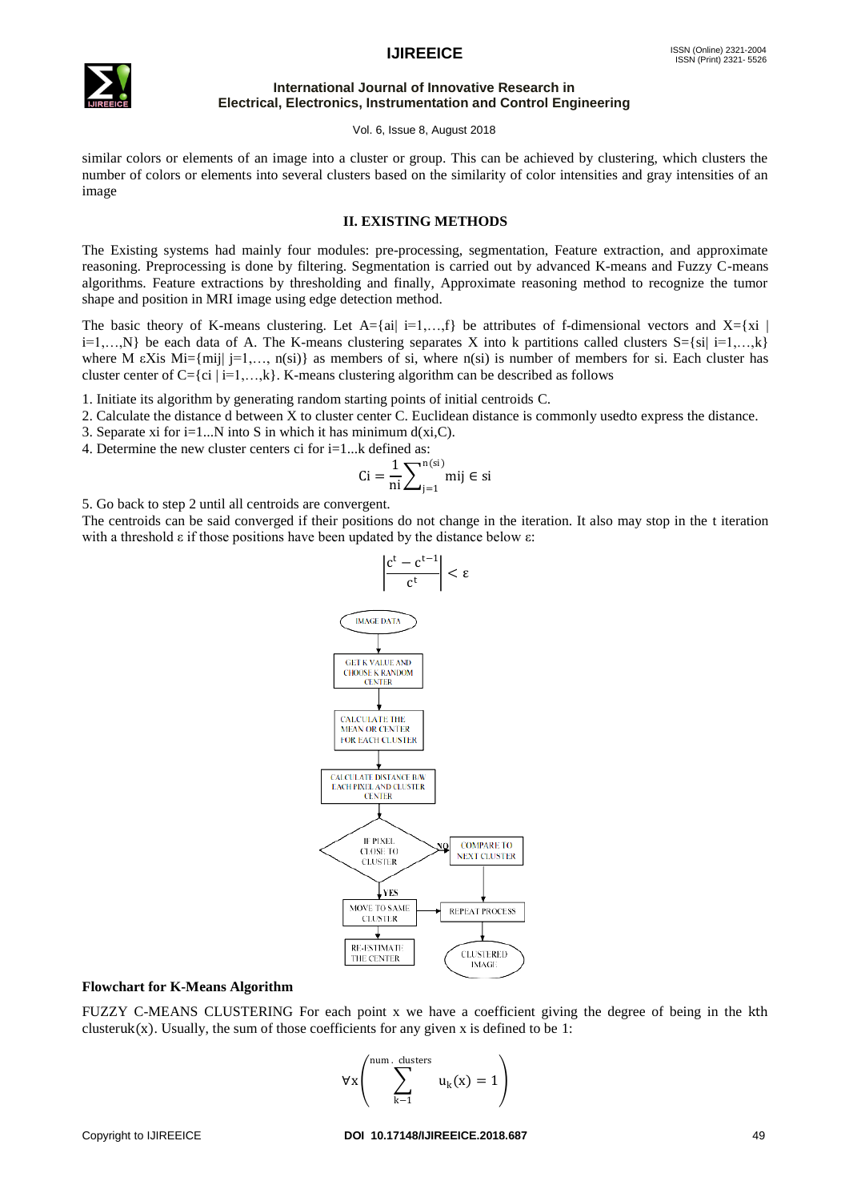similar colors or elements of an image into a cluster or group. This can be achieved by clustering, which clusters the number of colors or elements into several clusters based on the similarity of color intensities and gray intensities of an image

## II. EXISTING METHODS

The Existing systems had mainly four modules: pre-processing, segmentation, Feature extraction, and approximate reasoning. Preprocessing is done by filtering. Segmentation is carried out by advanced K-means and Fuzzy C-means algorithms. Feature extractions by thresholding and finally, Approximate reasoning method to recognize the tumor shape and position in MRI image using edge detection method.

The basic theory of K-means clustering. Let A={ai| i=1,…,f} be attributes of f-dimensional vectors and X={xi | i=1,…,N} be each data of A. The K-means clustering separates X into k partitions called clusters S={si| i=1,…,k} where M εXis Mi={mij| j=1,…, n(si)} as members of si, where n(si) is number of members for si. Each cluster has cluster center of C={ci | i=1,…,k}. K-means clustering algorithm can be described as follows

1. Initiate its algorithm by generating random starting points of initial centroids C.
2. Calculate the distance d between X to cluster center C. Euclidean distance is commonly usedto express the distance.
3. Separate xi for i=1...N into S in which it has minimum d(xi,C).
4. Determine the new cluster centers ci for i=1...k defined as:

$$\mathrm{Ci} = \frac{1}{\mathrm{ni}}\sum_{\mathrm{j}=1}^{\mathrm{n(si)}} \mathrm{mij} \in \mathrm{si}$$

5. Go back to step 2 until all centroids are convergent.

The centroids can be said converged if their positions do not change in the iteration. It also may stop in the t iteration with a threshold ε if those positions have been updated by the distance below ε:

$$\left|\frac{c^{t} - c^{t-1}}{c^{t}}\right| < \varepsilon$$

IMAGE DATA → GET K VALUE AND CHOOSE K RANDOM CENTER → CALCULATE THE MEAN OR CENTER FOR EACH CLUSTER → CALCULATE DISTANCE B/W EACH PIXEL AND CLUSTER CENTER → IF PIXEL CLOSE TO CLUSTER (NO → COMPARE TO NEXT CLUSTER; YES → MOVE TO SAME CLUSTER → RE-ESTIMATE THE CENTER) → REPEAT PROCESS → CLUSTERED IMAGE

**Flowchart for K-Means Algorithm**

FUZZY C-MEANS CLUSTERING For each point x we have a coefficient giving the degree of being in the kth clusteruk(x). Usually, the sum of those coefficients for any given x is defined to be 1:

$$\forall x \left( \sum_{k-1}^{\text{num. clusters}} u_k(x) = 1 \right)$$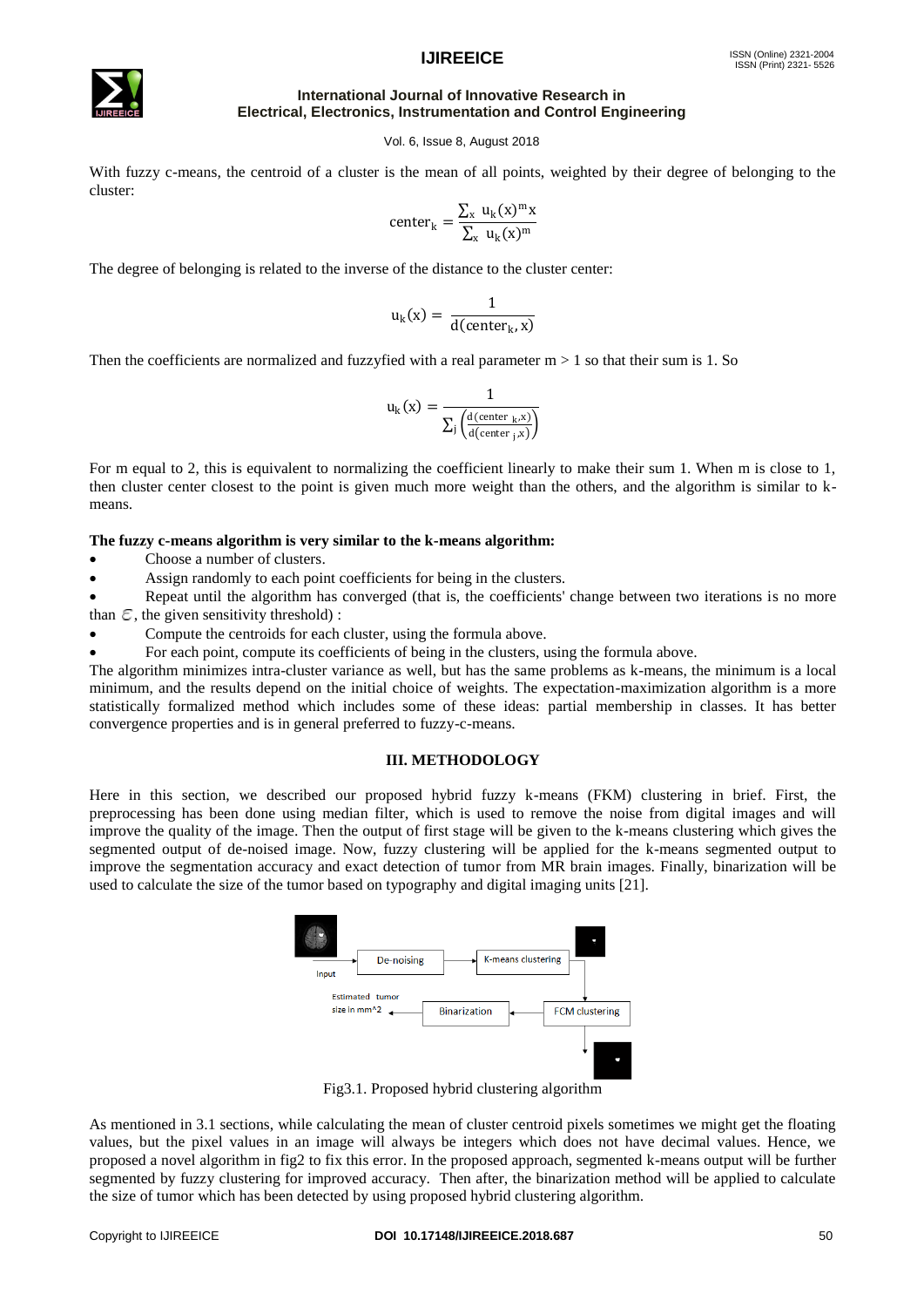With fuzzy c-means, the centroid of a cluster is the mean of all points, weighted by their degree of belonging to the cluster:

$$\text{center}_k = \frac{\sum_x u_k(x)^m x}{\sum_x u_k(x)^m}$$

The degree of belonging is related to the inverse of the distance to the cluster center:

$$u_k(x) = \frac{1}{d(\text{center}_k, x)}$$

Then the coefficients are normalized and fuzzyfied with a real parameter m > 1 so that their sum is 1. So

$$u_k(x) = \frac{1}{\sum_j \left(\frac{d(\text{center}_k, x)}{d(\text{center}_j, x)}\right)}$$

For m equal to 2, this is equivalent to normalizing the coefficient linearly to make their sum 1. When m is close to 1, then cluster center closest to the point is given much more weight than the others, and the algorithm is similar to k-means.

**The fuzzy c-means algorithm is very similar to the k-means algorithm:**

- Choose a number of clusters.
- Assign randomly to each point coefficients for being in the clusters.
- Repeat until the algorithm has converged (that is, the coefficients' change between two iterations is no more than $\epsilon$, the given sensitivity threshold) :
- Compute the centroids for each cluster, using the formula above.
- For each point, compute its coefficients of being in the clusters, using the formula above.

The algorithm minimizes intra-cluster variance as well, but has the same problems as k-means, the minimum is a local minimum, and the results depend on the initial choice of weights. The expectation-maximization algorithm is a more statistically formalized method which includes some of these ideas: partial membership in classes. It has better convergence properties and is in general preferred to fuzzy-c-means.

## III. METHODOLOGY

Here in this section, we described our proposed hybrid fuzzy k-means (FKM) clustering in brief. First, the preprocessing has been done using median filter, which is used to remove the noise from digital images and will improve the quality of the image. Then the output of first stage will be given to the k-means clustering which gives the segmented output of de-noised image. Now, fuzzy clustering will be applied for the k-means segmented output to improve the segmentation accuracy and exact detection of tumor from MR brain images. Finally, binarization will be used to calculate the size of the tumor based on typography and digital imaging units [21].

Input → De-noising → K-means clustering → FCM clustering → Binarization → Estimated tumor size in mm^2

Fig3.1. Proposed hybrid clustering algorithm

As mentioned in 3.1 sections, while calculating the mean of cluster centroid pixels sometimes we might get the floating values, but the pixel values in an image will always be integers which does not have decimal values. Hence, we proposed a novel algorithm in fig2 to fix this error. In the proposed approach, segmented k-means output will be further segmented by fuzzy clustering for improved accuracy. Then after, the binarization method will be applied to calculate the size of tumor which has been detected by using proposed hybrid clustering algorithm.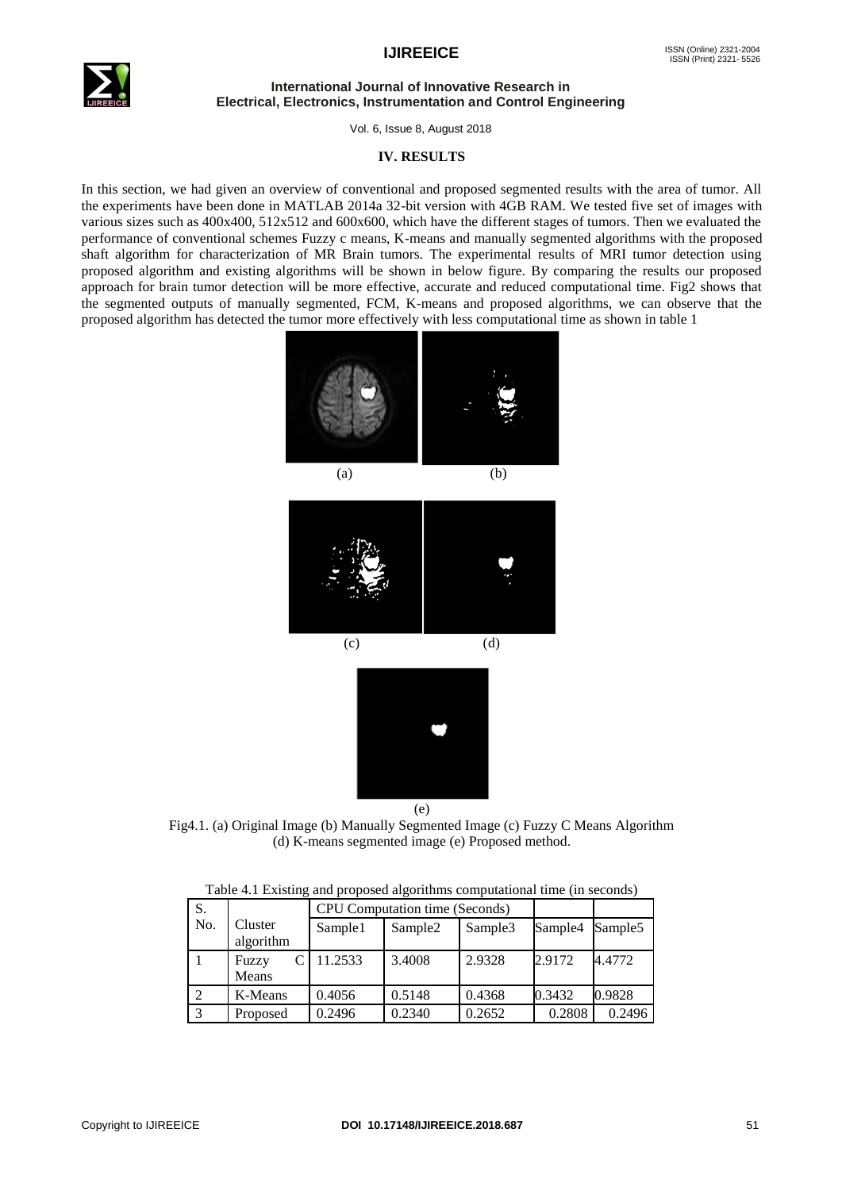## IV. RESULTS

In this section, we had given an overview of conventional and proposed segmented results with the area of tumor. All the experiments have been done in MATLAB 2014a 32-bit version with 4GB RAM. We tested five set of images with various sizes such as 400x400, 512x512 and 600x600, which have the different stages of tumors. Then we evaluated the performance of conventional schemes Fuzzy c means, K-means and manually segmented algorithms with the proposed shaft algorithm for characterization of MR Brain tumors. The experimental results of MRI tumor detection using proposed algorithm and existing algorithms will be shown in below figure. By comparing the results our proposed approach for brain tumor detection will be more effective, accurate and reduced computational time. Fig2 shows that the segmented outputs of manually segmented, FCM, K-means and proposed algorithms, we can observe that the proposed algorithm has detected the tumor more effectively with less computational time as shown in table 1

(a) (b)

(c) (d)

(e)

Fig4.1. (a) Original Image (b) Manually Segmented Image (c) Fuzzy C Means Algorithm (d) K-means segmented image (e) Proposed method.

Table 4.1 Existing and proposed algorithms computational time (in seconds)

| S. No. | Cluster algorithm | CPU Computation time (Seconds) | | | | |
|---|---|---|---|---|---|---|
| | | Sample1 | Sample2 | Sample3 | Sample4 | Sample5 |
| 1 | Fuzzy C Means | 11.2533 | 3.4008 | 2.9328 | 2.9172 | 4.4772 |
| 2 | K-Means | 0.4056 | 0.5148 | 0.4368 | 0.3432 | 0.9828 |
| 3 | Proposed | 0.2496 | 0.2340 | 0.2652 | 0.2808 | 0.2496 |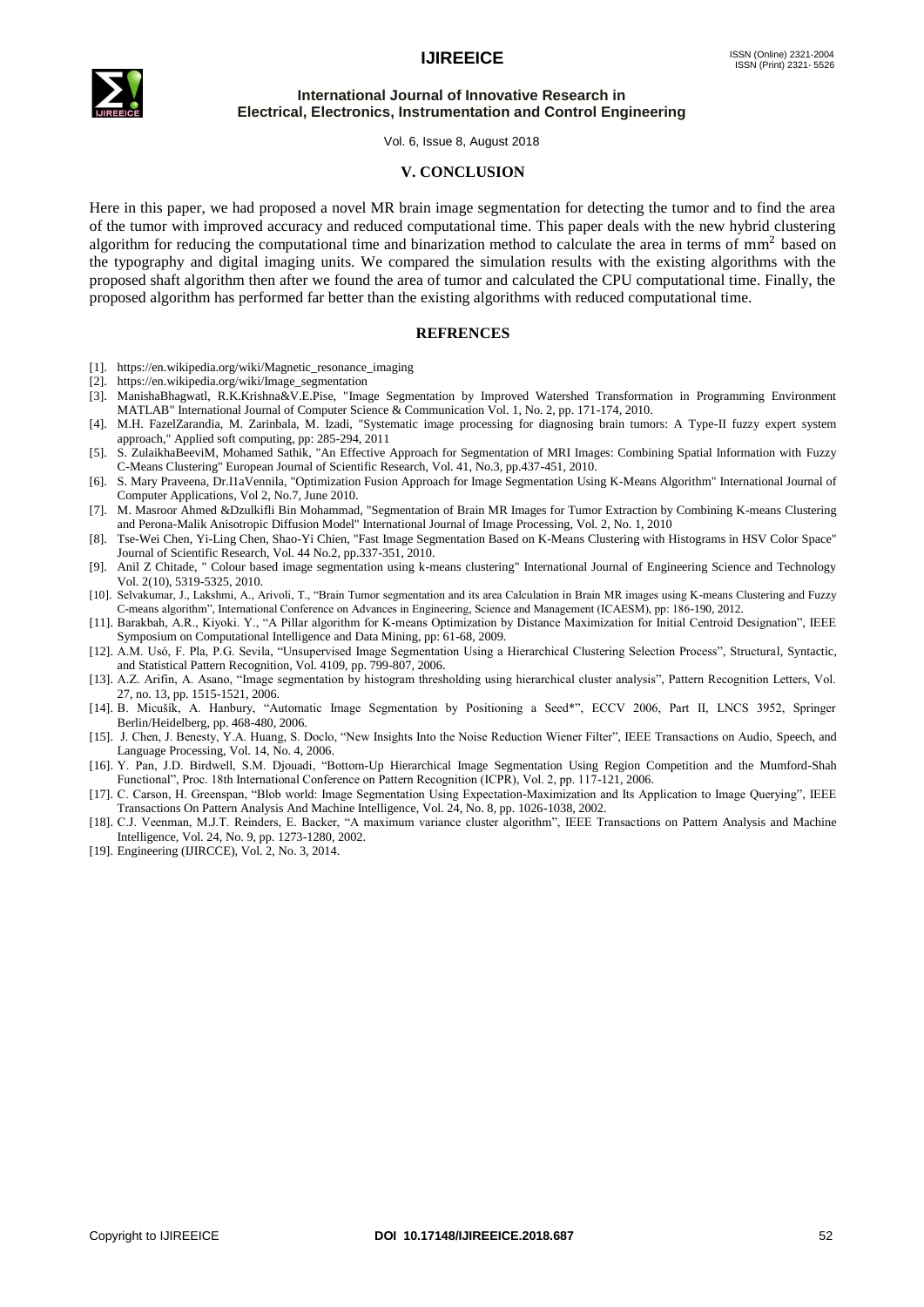## V. CONCLUSION

Here in this paper, we had proposed a novel MR brain image segmentation for detecting the tumor and to find the area of the tumor with improved accuracy and reduced computational time. This paper deals with the new hybrid clustering algorithm for reducing the computational time and binarization method to calculate the area in terms of $mm^2$ based on the typography and digital imaging units. We compared the simulation results with the existing algorithms with the proposed shaft algorithm then after we found the area of tumor and calculated the CPU computational time. Finally, the proposed algorithm has performed far better than the existing algorithms with reduced computational time.

## REFRENCES

[1]. https://en.wikipedia.org/wiki/Magnetic_resonance_imaging

[2]. https://en.wikipedia.org/wiki/Image_segmentation

[3]. ManishaBhagwatl, R.K.Krishna&V.E.Pise, "Image Segmentation by Improved Watershed Transformation in Programming Environment MATLAB" International Journal of Computer Science & Communication Vol. 1, No. 2, pp. 171-174, 2010.

[4]. M.H. FazelZarandia, M. Zarinbala, M. Izadi, "Systematic image processing for diagnosing brain tumors: A Type-II fuzzy expert system approach," Applied soft computing, pp: 285-294, 2011

[5]. S. ZulaikhaBeeviM, Mohamed Sathik, "An Effective Approach for Segmentation of MRI Images: Combining Spatial Information with Fuzzy C-Means Clustering" European Journal of Scientific Research, Vol. 41, No.3, pp.437-451, 2010.

[6]. S. Mary Praveena, Dr.I1aVennila, "Optimization Fusion Approach for Image Segmentation Using K-Means Algorithm" International Journal of Computer Applications, Vol 2, No.7, June 2010.

[7]. M. Masroor Ahmed &Dzulkifli Bin Mohammad, "Segmentation of Brain MR Images for Tumor Extraction by Combining K-means Clustering and Perona-Malik Anisotropic Diffusion Model" International Journal of Image Processing, Vol. 2, No. 1, 2010

[8]. Tse-Wei Chen, Yi-Ling Chen, Shao-Yi Chien, "Fast Image Segmentation Based on K-Means Clustering with Histograms in HSV Color Space" Journal of Scientific Research, Vol. 44 No.2, pp.337-351, 2010.

[9]. Anil Z Chitade, " Colour based image segmentation using k-means clustering" International Journal of Engineering Science and Technology Vol. 2(10), 5319-5325, 2010.

[10]. Selvakumar, J., Lakshmi, A., Arivoli, T., "Brain Tumor segmentation and its area Calculation in Brain MR images using K-means Clustering and Fuzzy C-means algorithm", International Conference on Advances in Engineering, Science and Management (ICAESM), pp: 186-190, 2012.

[11]. Barakbah, A.R., Kiyoki. Y., "A Pillar algorithm for K-means Optimization by Distance Maximization for Initial Centroid Designation", IEEE Symposium on Computational Intelligence and Data Mining, pp: 61-68, 2009.

[12]. A.M. Usó, F. Pla, P.G. Sevila, "Unsupervised Image Segmentation Using a Hierarchical Clustering Selection Process", Structural, Syntactic, and Statistical Pattern Recognition, Vol. 4109, pp. 799-807, 2006.

[13]. A.Z. Arifin, A. Asano, "Image segmentation by histogram thresholding using hierarchical cluster analysis", Pattern Recognition Letters, Vol. 27, no. 13, pp. 1515-1521, 2006.

[14]. B. Micušík, A. Hanbury, "Automatic Image Segmentation by Positioning a Seed*", ECCV 2006, Part II, LNCS 3952, Springer Berlin/Heidelberg, pp. 468-480, 2006.

[15]. J. Chen, J. Benesty, Y.A. Huang, S. Doclo, "New Insights Into the Noise Reduction Wiener Filter", IEEE Transactions on Audio, Speech, and Language Processing, Vol. 14, No. 4, 2006.

[16]. Y. Pan, J.D. Birdwell, S.M. Djouadi, "Bottom-Up Hierarchical Image Segmentation Using Region Competition and the Mumford-Shah Functional", Proc. 18th International Conference on Pattern Recognition (ICPR), Vol. 2, pp. 117-121, 2006.

[17]. C. Carson, H. Greenspan, "Blob world: Image Segmentation Using Expectation-Maximization and Its Application to Image Querying", IEEE Transactions On Pattern Analysis And Machine Intelligence, Vol. 24, No. 8, pp. 1026-1038, 2002.

[18]. C.J. Veenman, M.J.T. Reinders, E. Backer, "A maximum variance cluster algorithm", IEEE Transactions on Pattern Analysis and Machine Intelligence, Vol. 24, No. 9, pp. 1273-1280, 2002.

[19]. Engineering (IJIRCCE), Vol. 2, No. 3, 2014.